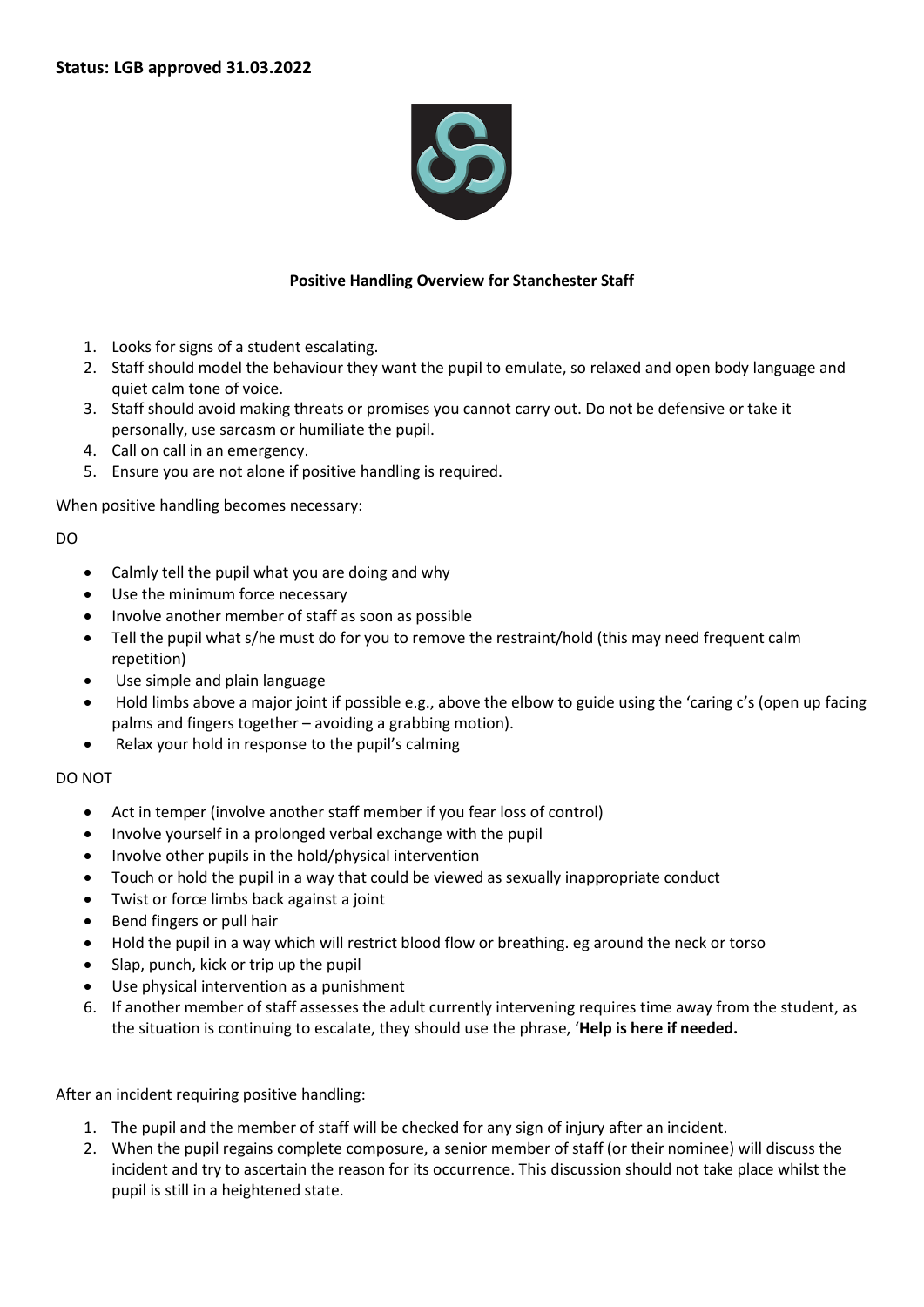**Status: LGB approved 31.03.2022**

## Positive Handling Overview for Stanchester Staff

1. Looks for signs of a student escalating.
2. Staff should model the behaviour they want the pupil to emulate, so relaxed and open body language and quiet calm tone of voice.
3. Staff should avoid making threats or promises you cannot carry out. Do not be defensive or take it personally, use sarcasm or humiliate the pupil.
4. Call on call in an emergency.
5. Ensure you are not alone if positive handling is required.

When positive handling becomes necessary:

DO

- Calmly tell the pupil what you are doing and why
- Use the minimum force necessary
- Involve another member of staff as soon as possible
- Tell the pupil what s/he must do for you to remove the restraint/hold (this may need frequent calm repetition)
- Use simple and plain language
- Hold limbs above a major joint if possible e.g., above the elbow to guide using the 'caring c's (open up facing palms and fingers together – avoiding a grabbing motion).
- Relax your hold in response to the pupil's calming

DO NOT

- Act in temper (involve another staff member if you fear loss of control)
- Involve yourself in a prolonged verbal exchange with the pupil
- Involve other pupils in the hold/physical intervention
- Touch or hold the pupil in a way that could be viewed as sexually inappropriate conduct
- Twist or force limbs back against a joint
- Bend fingers or pull hair
- Hold the pupil in a way which will restrict blood flow or breathing. eg around the neck or torso
- Slap, punch, kick or trip up the pupil
- Use physical intervention as a punishment

6. If another member of staff assesses the adult currently intervening requires time away from the student, as the situation is continuing to escalate, they should use the phrase, '**Help is here if needed.**

After an incident requiring positive handling:

1. The pupil and the member of staff will be checked for any sign of injury after an incident.
2. When the pupil regains complete composure, a senior member of staff (or their nominee) will discuss the incident and try to ascertain the reason for its occurrence. This discussion should not take place whilst the pupil is still in a heightened state.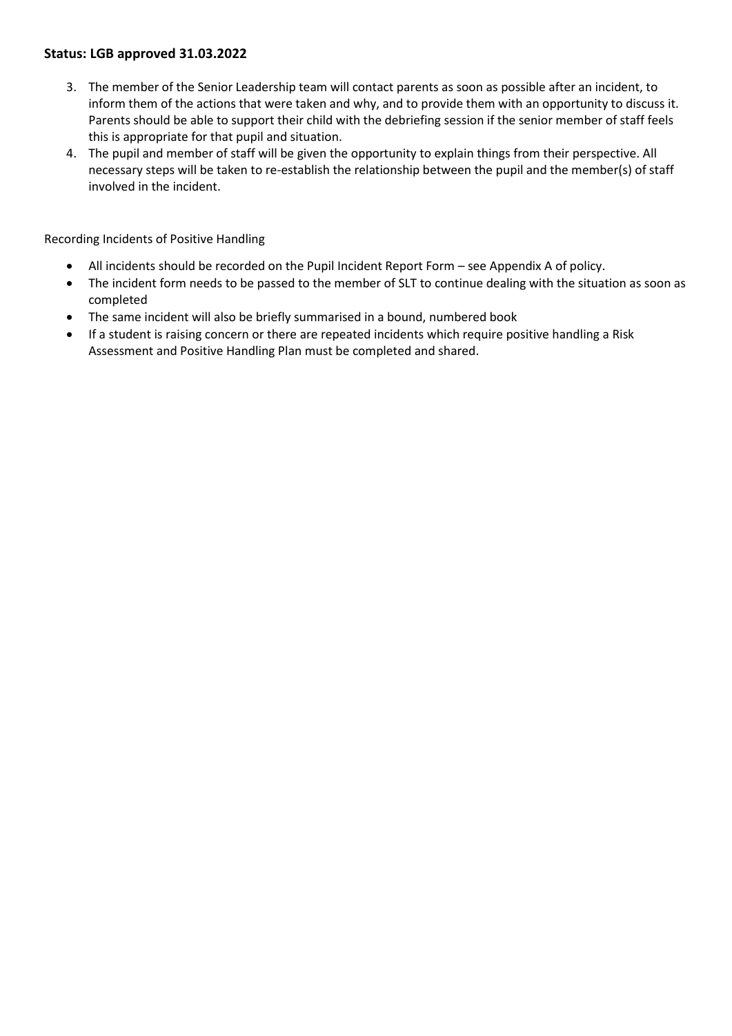**Status: LGB approved 31.03.2022**

3. The member of the Senior Leadership team will contact parents as soon as possible after an incident, to inform them of the actions that were taken and why, and to provide them with an opportunity to discuss it. Parents should be able to support their child with the debriefing session if the senior member of staff feels this is appropriate for that pupil and situation.
4. The pupil and member of staff will be given the opportunity to explain things from their perspective. All necessary steps will be taken to re-establish the relationship between the pupil and the member(s) of staff involved in the incident.

Recording Incidents of Positive Handling

- All incidents should be recorded on the Pupil Incident Report Form – see Appendix A of policy.
- The incident form needs to be passed to the member of SLT to continue dealing with the situation as soon as completed
- The same incident will also be briefly summarised in a bound, numbered book
- If a student is raising concern or there are repeated incidents which require positive handling a Risk Assessment and Positive Handling Plan must be completed and shared.